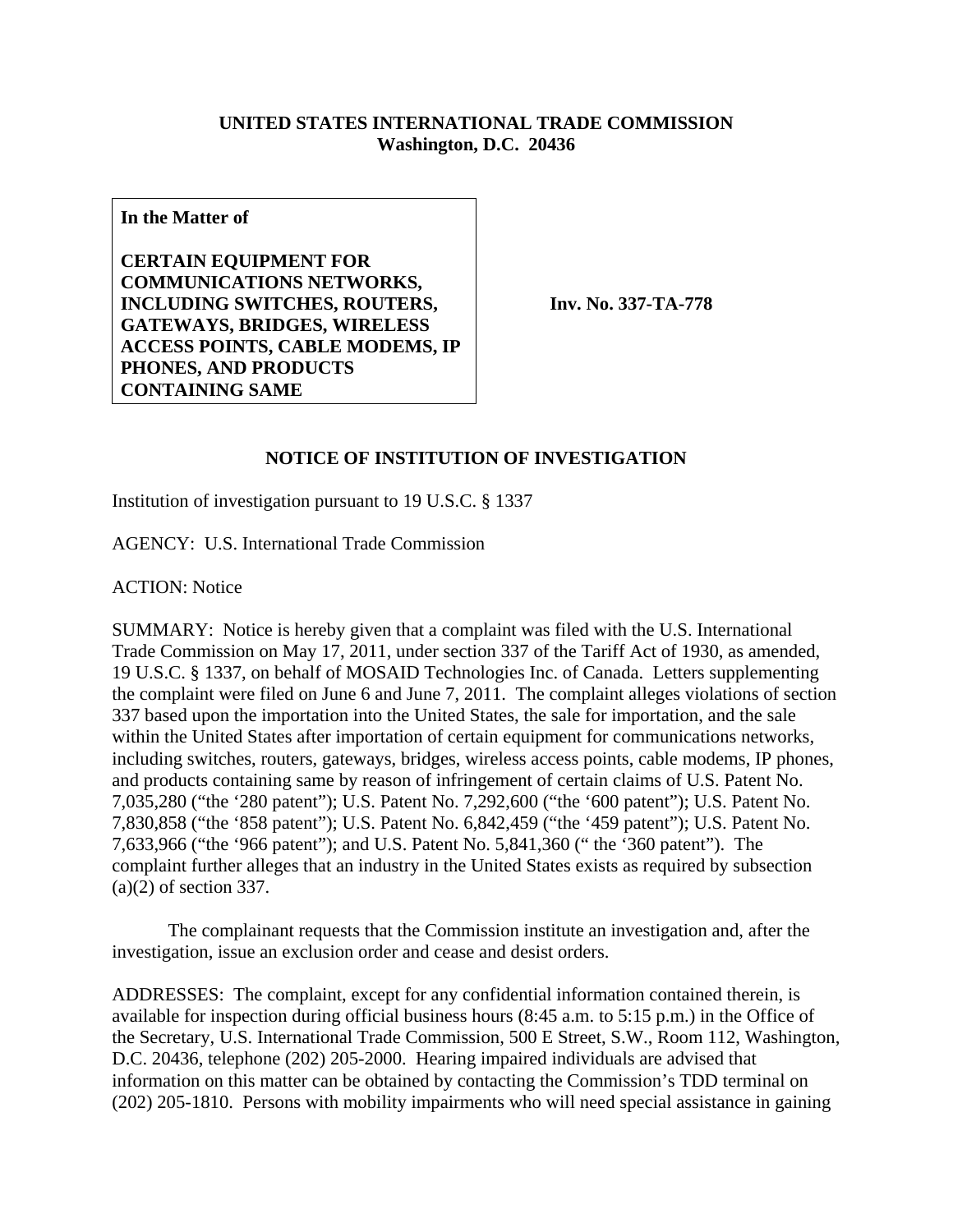**UNITED STATES INTERNATIONAL TRADE COMMISSION**
**Washington, D.C. 20436**

| **In the Matter of** <br><br> **CERTAIN EQUIPMENT FOR COMMUNICATIONS NETWORKS, INCLUDING SWITCHES, ROUTERS, GATEWAYS, BRIDGES, WIRELESS ACCESS POINTS, CABLE MODEMS, IP PHONES, AND PRODUCTS CONTAINING SAME** | **Inv. No. 337-TA-778** |
|---|---|

## NOTICE OF INSTITUTION OF INVESTIGATION

Institution of investigation pursuant to 19 U.S.C. § 1337

AGENCY: U.S. International Trade Commission

ACTION: Notice

SUMMARY: Notice is hereby given that a complaint was filed with the U.S. International Trade Commission on May 17, 2011, under section 337 of the Tariff Act of 1930, as amended, 19 U.S.C. § 1337, on behalf of MOSAID Technologies Inc. of Canada. Letters supplementing the complaint were filed on June 6 and June 7, 2011. The complaint alleges violations of section 337 based upon the importation into the United States, the sale for importation, and the sale within the United States after importation of certain equipment for communications networks, including switches, routers, gateways, bridges, wireless access points, cable modems, IP phones, and products containing same by reason of infringement of certain claims of U.S. Patent No. 7,035,280 ("the '280 patent"); U.S. Patent No. 7,292,600 ("the '600 patent"); U.S. Patent No. 7,830,858 ("the '858 patent"); U.S. Patent No. 6,842,459 ("the '459 patent"); U.S. Patent No. 7,633,966 ("the '966 patent"); and U.S. Patent No. 5,841,360 (" the '360 patent"). The complaint further alleges that an industry in the United States exists as required by subsection (a)(2) of section 337.

The complainant requests that the Commission institute an investigation and, after the investigation, issue an exclusion order and cease and desist orders.

ADDRESSES: The complaint, except for any confidential information contained therein, is available for inspection during official business hours (8:45 a.m. to 5:15 p.m.) in the Office of the Secretary, U.S. International Trade Commission, 500 E Street, S.W., Room 112, Washington, D.C. 20436, telephone (202) 205-2000. Hearing impaired individuals are advised that information on this matter can be obtained by contacting the Commission's TDD terminal on (202) 205-1810. Persons with mobility impairments who will need special assistance in gaining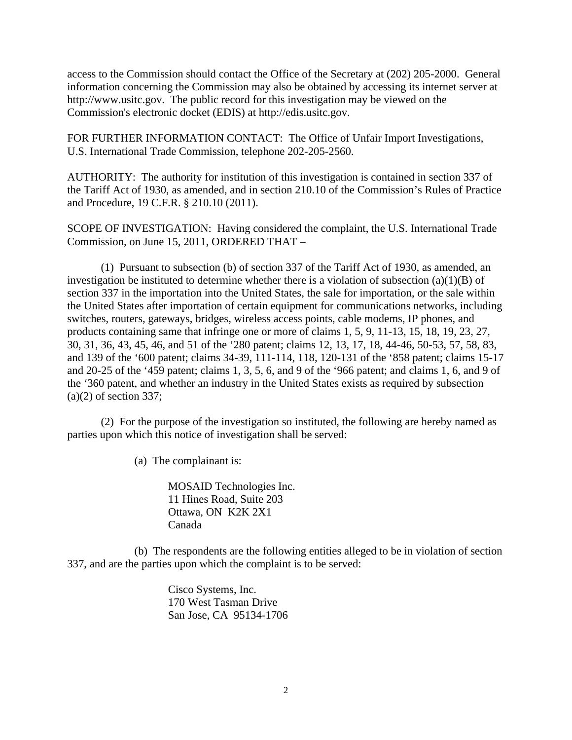access to the Commission should contact the Office of the Secretary at (202) 205-2000. General information concerning the Commission may also be obtained by accessing its internet server at http://www.usitc.gov. The public record for this investigation may be viewed on the Commission's electronic docket (EDIS) at http://edis.usitc.gov.

FOR FURTHER INFORMATION CONTACT: The Office of Unfair Import Investigations, U.S. International Trade Commission, telephone 202-205-2560.

AUTHORITY: The authority for institution of this investigation is contained in section 337 of the Tariff Act of 1930, as amended, and in section 210.10 of the Commission's Rules of Practice and Procedure, 19 C.F.R. § 210.10 (2011).

SCOPE OF INVESTIGATION: Having considered the complaint, the U.S. International Trade Commission, on June 15, 2011, ORDERED THAT –

(1) Pursuant to subsection (b) of section 337 of the Tariff Act of 1930, as amended, an investigation be instituted to determine whether there is a violation of subsection (a)(1)(B) of section 337 in the importation into the United States, the sale for importation, or the sale within the United States after importation of certain equipment for communications networks, including switches, routers, gateways, bridges, wireless access points, cable modems, IP phones, and products containing same that infringe one or more of claims 1, 5, 9, 11-13, 15, 18, 19, 23, 27, 30, 31, 36, 43, 45, 46, and 51 of the '280 patent; claims 12, 13, 17, 18, 44-46, 50-53, 57, 58, 83, and 139 of the '600 patent; claims 34-39, 111-114, 118, 120-131 of the '858 patent; claims 15-17 and 20-25 of the '459 patent; claims 1, 3, 5, 6, and 9 of the '966 patent; and claims 1, 6, and 9 of the '360 patent, and whether an industry in the United States exists as required by subsection (a)(2) of section 337;

(2) For the purpose of the investigation so instituted, the following are hereby named as parties upon which this notice of investigation shall be served:

(a) The complainant is:

MOSAID Technologies Inc.
11 Hines Road, Suite 203
Ottawa, ON K2K 2X1
Canada

(b) The respondents are the following entities alleged to be in violation of section 337, and are the parties upon which the complaint is to be served:

Cisco Systems, Inc.
170 West Tasman Drive
San Jose, CA 95134-1706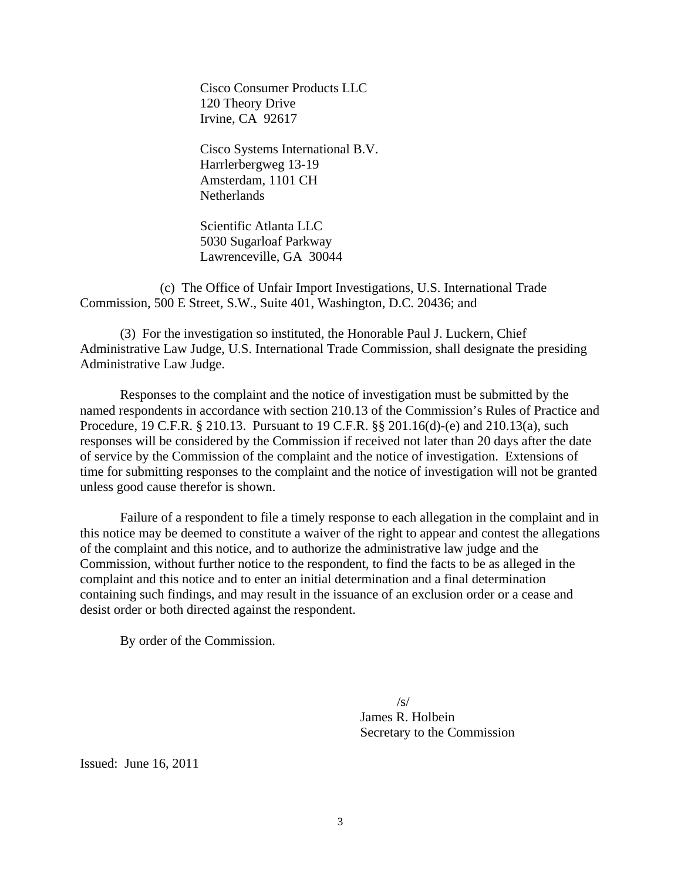Cisco Consumer Products LLC
120 Theory Drive
Irvine, CA 92617

Cisco Systems International B.V.
Harrlerbergweg 13-19
Amsterdam, 1101 CH
Netherlands

Scientific Atlanta LLC
5030 Sugarloaf Parkway
Lawrenceville, GA 30044

(c) The Office of Unfair Import Investigations, U.S. International Trade Commission, 500 E Street, S.W., Suite 401, Washington, D.C. 20436; and

(3) For the investigation so instituted, the Honorable Paul J. Luckern, Chief Administrative Law Judge, U.S. International Trade Commission, shall designate the presiding Administrative Law Judge.

Responses to the complaint and the notice of investigation must be submitted by the named respondents in accordance with section 210.13 of the Commission's Rules of Practice and Procedure, 19 C.F.R. § 210.13. Pursuant to 19 C.F.R. §§ 201.16(d)-(e) and 210.13(a), such responses will be considered by the Commission if received not later than 20 days after the date of service by the Commission of the complaint and the notice of investigation. Extensions of time for submitting responses to the complaint and the notice of investigation will not be granted unless good cause therefor is shown.

Failure of a respondent to file a timely response to each allegation in the complaint and in this notice may be deemed to constitute a waiver of the right to appear and contest the allegations of the complaint and this notice, and to authorize the administrative law judge and the Commission, without further notice to the respondent, to find the facts to be as alleged in the complaint and this notice and to enter an initial determination and a final determination containing such findings, and may result in the issuance of an exclusion order or a cease and desist order or both directed against the respondent.

By order of the Commission.

/s/
James R. Holbein
Secretary to the Commission

Issued: June 16, 2011